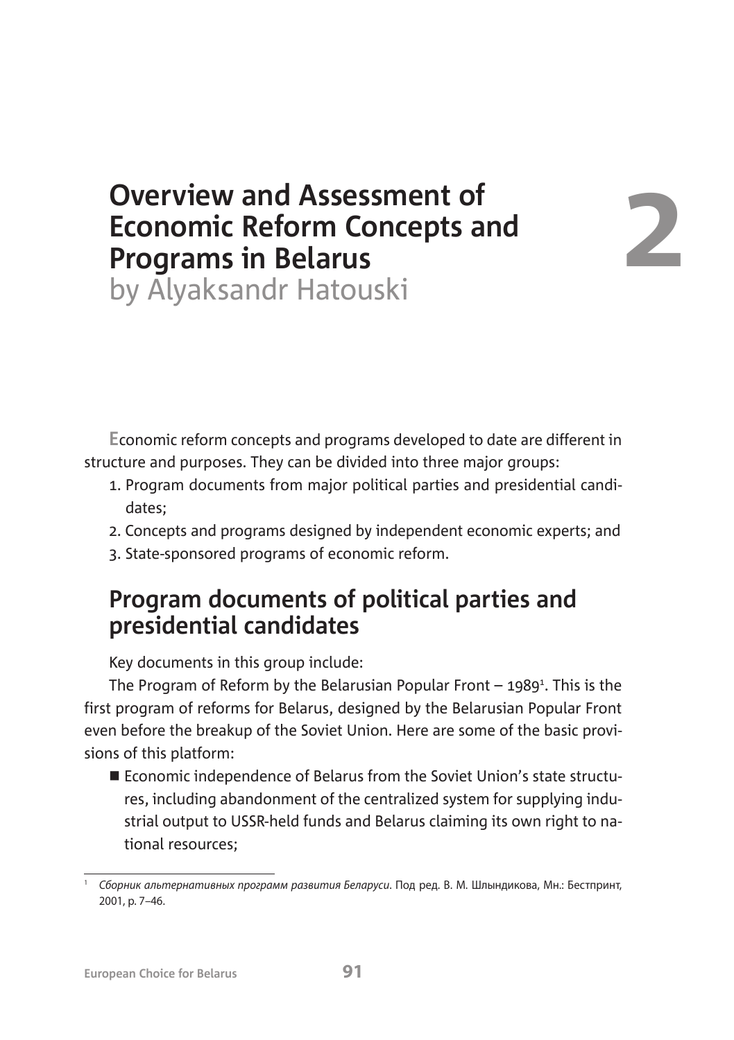# Overview and Assessment of Economic Reform Concepts and Programs in Belarus

by Alyaksandr Hatouski

2

Economic reform concepts and programs developed to date are different in structure and purposes. They can be divided into three major groups:

1. Program documents from major political parties and presidential candidates;
2. Concepts and programs designed by independent economic experts; and
3. State-sponsored programs of economic reform.

## Program documents of political parties and presidential candidates

Key documents in this group include:

The Program of Reform by the Belarusian Popular Front – 1989[1]. This is the first program of reforms for Belarus, designed by the Belarusian Popular Front even before the breakup of the Soviet Union. Here are some of the basic provisions of this platform:

- Economic independence of Belarus from the Soviet Union's state structures, including abandonment of the centralized system for supplying industrial output to USSR-held funds and Belarus claiming its own right to national resources;

---

[1] *Сборник альтернативных программ развития Беларуси*. Под ред. В. М. Шлындикова, Мн.: Бестпринт, 2001, p. 7–46.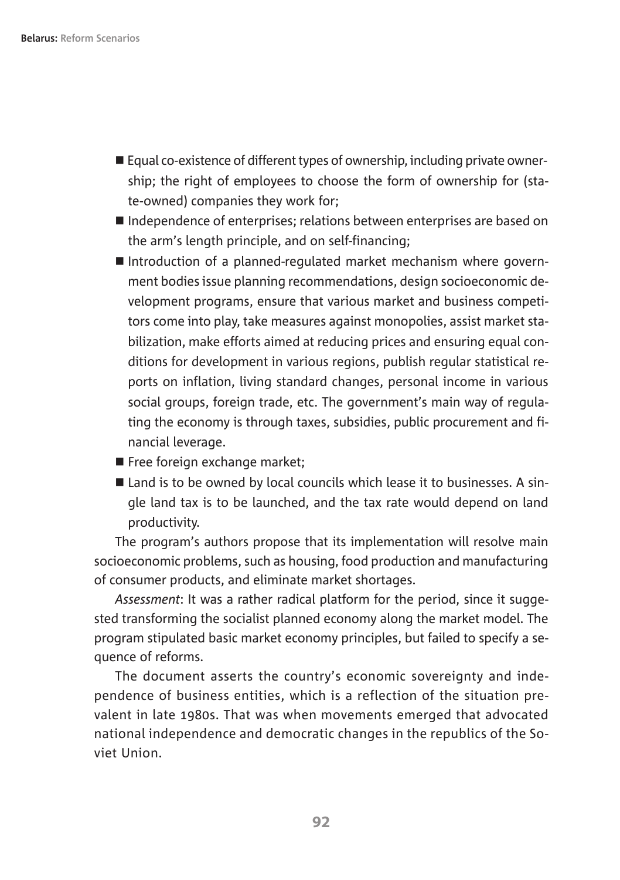- Equal co-existence of different types of ownership, including private ownership; the right of employees to choose the form of ownership for (state-owned) companies they work for;
- Independence of enterprises; relations between enterprises are based on the arm's length principle, and on self-financing;
- Introduction of a planned-regulated market mechanism where government bodies issue planning recommendations, design socioeconomic development programs, ensure that various market and business competitors come into play, take measures against monopolies, assist market stabilization, make efforts aimed at reducing prices and ensuring equal conditions for development in various regions, publish regular statistical reports on inflation, living standard changes, personal income in various social groups, foreign trade, etc. The government's main way of regulating the economy is through taxes, subsidies, public procurement and financial leverage.
- Free foreign exchange market;
- Land is to be owned by local councils which lease it to businesses. A single land tax is to be launched, and the tax rate would depend on land productivity.

The program's authors propose that its implementation will resolve main socioeconomic problems, such as housing, food production and manufacturing of consumer products, and eliminate market shortages.

*Assessment*: It was a rather radical platform for the period, since it suggested transforming the socialist planned economy along the market model. The program stipulated basic market economy principles, but failed to specify a sequence of reforms.

The document asserts the country's economic sovereignty and independence of business entities, which is a reflection of the situation prevalent in late 1980s. That was when movements emerged that advocated national independence and democratic changes in the republics of the Soviet Union.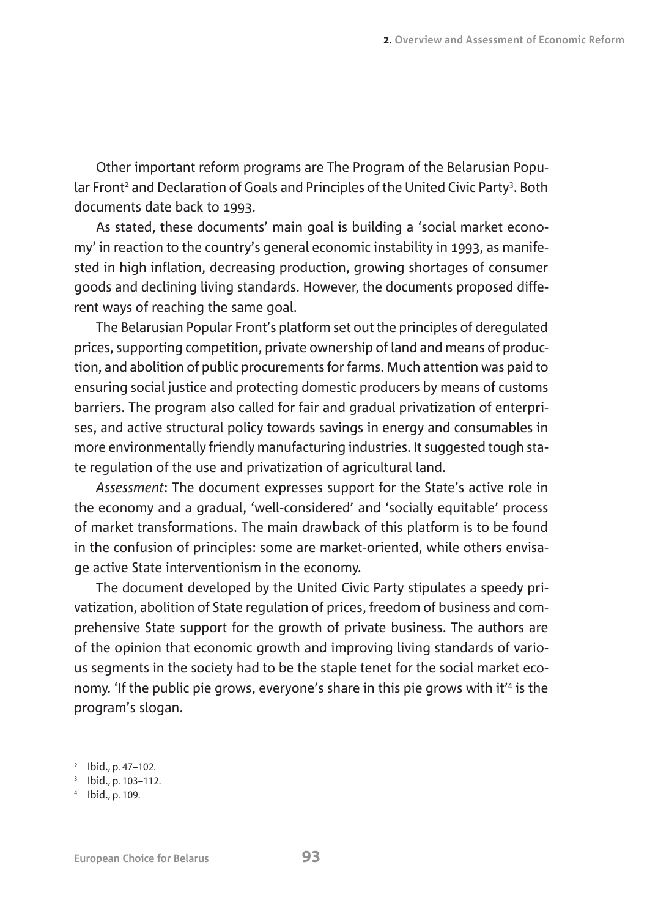Other important reform programs are The Program of the Belarusian Popular Front[2] and Declaration of Goals and Principles of the United Civic Party[3]. Both documents date back to 1993.

As stated, these documents' main goal is building a 'social market economy' in reaction to the country's general economic instability in 1993, as manifested in high inflation, decreasing production, growing shortages of consumer goods and declining living standards. However, the documents proposed different ways of reaching the same goal.

The Belarusian Popular Front's platform set out the principles of deregulated prices, supporting competition, private ownership of land and means of production, and abolition of public procurements for farms. Much attention was paid to ensuring social justice and protecting domestic producers by means of customs barriers. The program also called for fair and gradual privatization of enterprises, and active structural policy towards savings in energy and consumables in more environmentally friendly manufacturing industries. It suggested tough state regulation of the use and privatization of agricultural land.

*Assessment*: The document expresses support for the State's active role in the economy and a gradual, 'well-considered' and 'socially equitable' process of market transformations. The main drawback of this platform is to be found in the confusion of principles: some are market-oriented, while others envisage active State interventionism in the economy.

The document developed by the United Civic Party stipulates a speedy privatization, abolition of State regulation of prices, freedom of business and comprehensive State support for the growth of private business. The authors are of the opinion that economic growth and improving living standards of various segments in the society had to be the staple tenet for the social market economy. 'If the public pie grows, everyone's share in this pie grows with it'[4] is the program's slogan.

---

[2] Ibid., p. 47–102.

[3] Ibid., p. 103–112.

[4] Ibid., p. 109.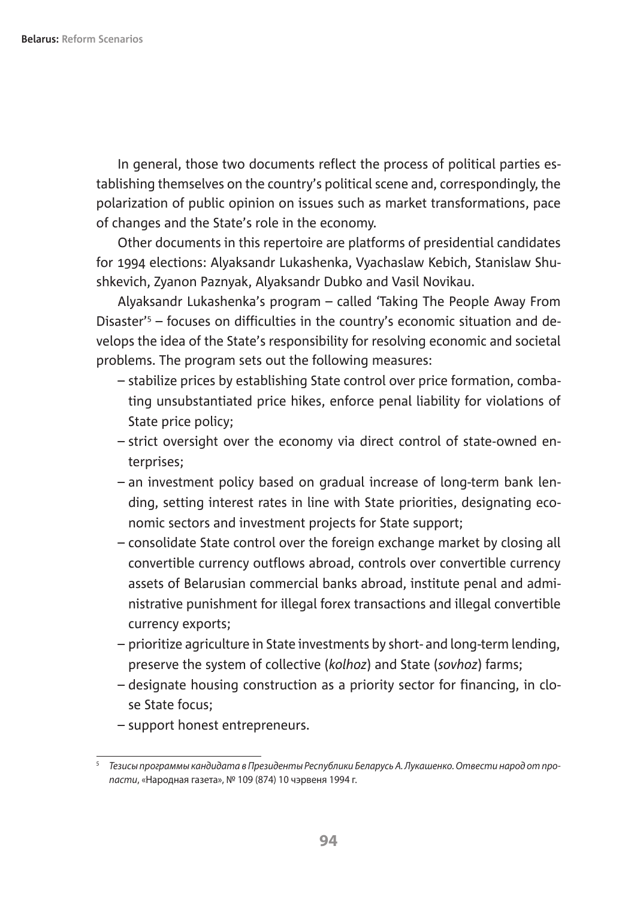In general, those two documents reflect the process of political parties establishing themselves on the country's political scene and, correspondingly, the polarization of public opinion on issues such as market transformations, pace of changes and the State's role in the economy.

Other documents in this repertoire are platforms of presidential candidates for 1994 elections: Alyaksandr Lukashenka, Vyachaslaw Kebich, Stanislaw Shushkevich, Zyanon Paznyak, Alyaksandr Dubko and Vasil Novikau.

Alyaksandr Lukashenka's program – called 'Taking The People Away From Disaster'[5] – focuses on difficulties in the country's economic situation and develops the idea of the State's responsibility for resolving economic and societal problems. The program sets out the following measures:

- stabilize prices by establishing State control over price formation, combating unsubstantiated price hikes, enforce penal liability for violations of State price policy;
- strict oversight over the economy via direct control of state-owned enterprises;
- an investment policy based on gradual increase of long-term bank lending, setting interest rates in line with State priorities, designating economic sectors and investment projects for State support;
- consolidate State control over the foreign exchange market by closing all convertible currency outflows abroad, controls over convertible currency assets of Belarusian commercial banks abroad, institute penal and administrative punishment for illegal forex transactions and illegal convertible currency exports;
- prioritize agriculture in State investments by short- and long-term lending, preserve the system of collective (*kolhoz*) and State (*sovhoz*) farms;
- designate housing construction as a priority sector for financing, in close State focus;
- support honest entrepreneurs.

---

[5] *Тезисы программы кандидата в Президенты Республики Беларусь А. Лукашенко. Отвести народ от пропасти*, «Народная газета», № 109 (874) 10 чэрвеня 1994 г.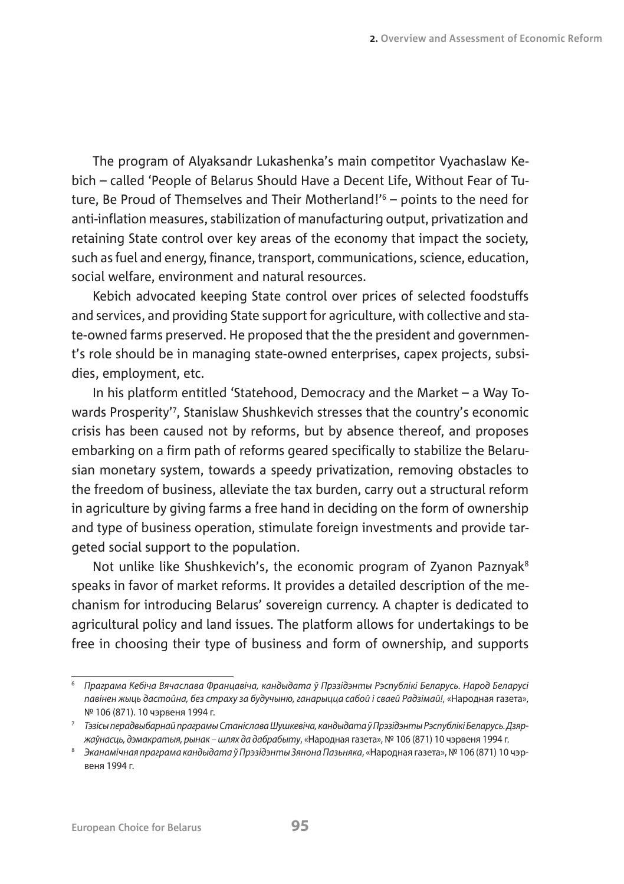The program of Alyaksandr Lukashenka's main competitor Vyachaslaw Kebich – called 'People of Belarus Should Have a Decent Life, Without Fear of Tuture, Be Proud of Themselves and Their Motherland!'[6] – points to the need for anti-inflation measures, stabilization of manufacturing output, privatization and retaining State control over key areas of the economy that impact the society, such as fuel and energy, finance, transport, communications, science, education, social welfare, environment and natural resources.

Kebich advocated keeping State control over prices of selected foodstuffs and services, and providing State support for agriculture, with collective and state-owned farms preserved. He proposed that the the president and government's role should be in managing state-owned enterprises, capex projects, subsidies, employment, etc.

In his platform entitled 'Statehood, Democracy and the Market – a Way Towards Prosperity'[7], Stanislaw Shushkevich stresses that the country's economic crisis has been caused not by reforms, but by absence thereof, and proposes embarking on a firm path of reforms geared specifically to stabilize the Belarusian monetary system, towards a speedy privatization, removing obstacles to the freedom of business, alleviate the tax burden, carry out a structural reform in agriculture by giving farms a free hand in deciding on the form of ownership and type of business operation, stimulate foreign investments and provide targeted social support to the population.

Not unlike like Shushkevich's, the economic program of Zyanon Paznyak[8] speaks in favor of market reforms. It provides a detailed description of the mechanism for introducing Belarus' sovereign currency. A chapter is dedicated to agricultural policy and land issues. The platform allows for undertakings to be free in choosing their type of business and form of ownership, and supports

---

[6] *Праграма Кебіча Вячаслава Францавіча, кандыдата ў Прэзідэнты Рэспублікі Беларусь. Народ Беларусі павінен жыць дастойна, без страху за будучыню, ганарыцца сабой і сваей Радзімай!*, «Народная газета», № 106 (871). 10 чэрвеня 1994 г.

[7] *Тэзісы перадвыбарнай праграмы Станіслава Шушкевіча, кандыдата ў Прэзідэнты Рэспублікі Беларусь. Дзяржаўнасць, дэмакратыя, рынак – шлях да дабрабыту*, «Народная газета», № 106 (871) 10 чэрвеня 1994 г.

[8] *Эканамічная праграма кандыдата ў Прэзідэнты Зянона Пазьняка*, «Народная газета», № 106 (871) 10 чэрвеня 1994 г.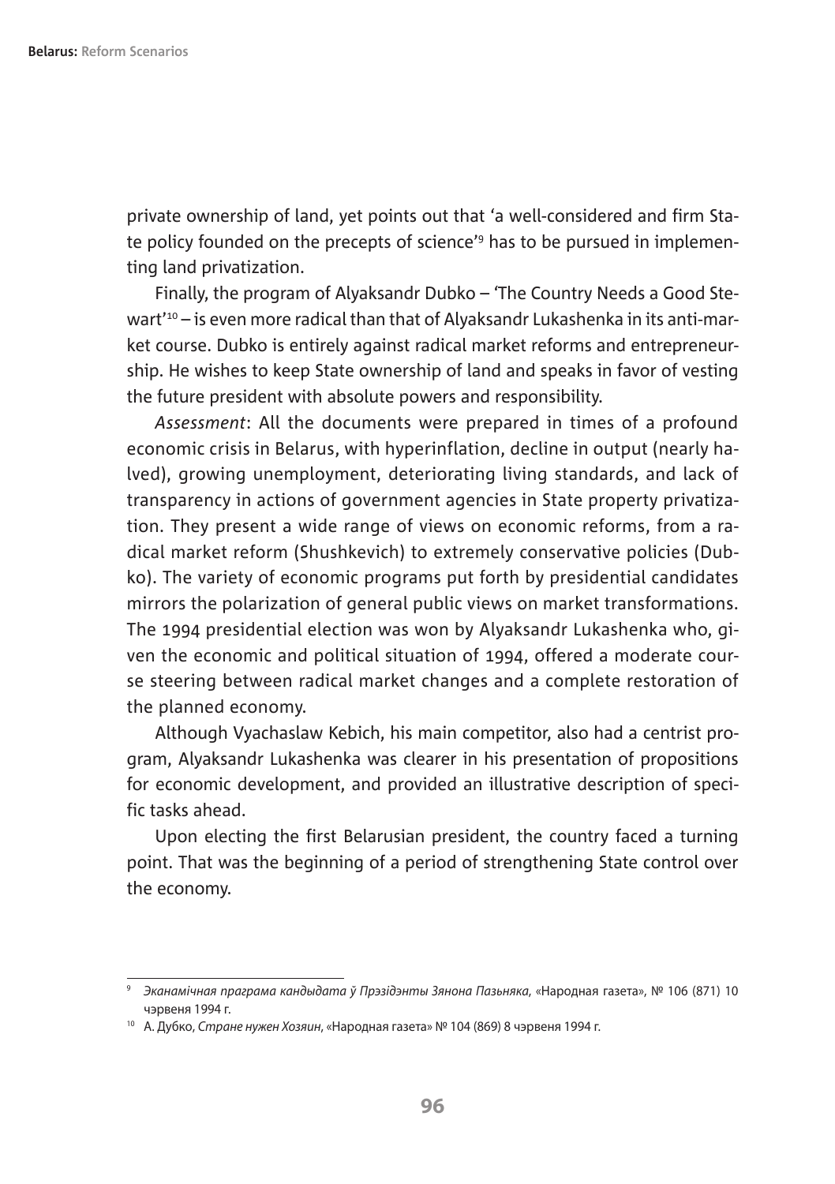private ownership of land, yet points out that 'a well-considered and firm State policy founded on the precepts of science'[9] has to be pursued in implementing land privatization.

Finally, the program of Alyaksandr Dubko – 'The Country Needs a Good Stewart'[10] – is even more radical than that of Alyaksandr Lukashenka in its anti-market course. Dubko is entirely against radical market reforms and entrepreneurship. He wishes to keep State ownership of land and speaks in favor of vesting the future president with absolute powers and responsibility.

*Assessment*: All the documents were prepared in times of a profound economic crisis in Belarus, with hyperinflation, decline in output (nearly halved), growing unemployment, deteriorating living standards, and lack of transparency in actions of government agencies in State property privatization. They present a wide range of views on economic reforms, from a radical market reform (Shushkevich) to extremely conservative policies (Dubko). The variety of economic programs put forth by presidential candidates mirrors the polarization of general public views on market transformations. The 1994 presidential election was won by Alyaksandr Lukashenka who, given the economic and political situation of 1994, offered a moderate course steering between radical market changes and a complete restoration of the planned economy.

Although Vyachaslaw Kebich, his main competitor, also had a centrist program, Alyaksandr Lukashenka was clearer in his presentation of propositions for economic development, and provided an illustrative description of specific tasks ahead.

Upon electing the first Belarusian president, the country faced a turning point. That was the beginning of a period of strengthening State control over the economy.

---

[9] *Эканамічная праграма кандыдата ў Прэзідэнты Зянона Пазьняка*, «Народная газета», № 106 (871) 10 чэрвеня 1994 г.

[10] А. Дубко, *Стране нужен Хозяин*, «Народная газета» № 104 (869) 8 чэрвеня 1994 г.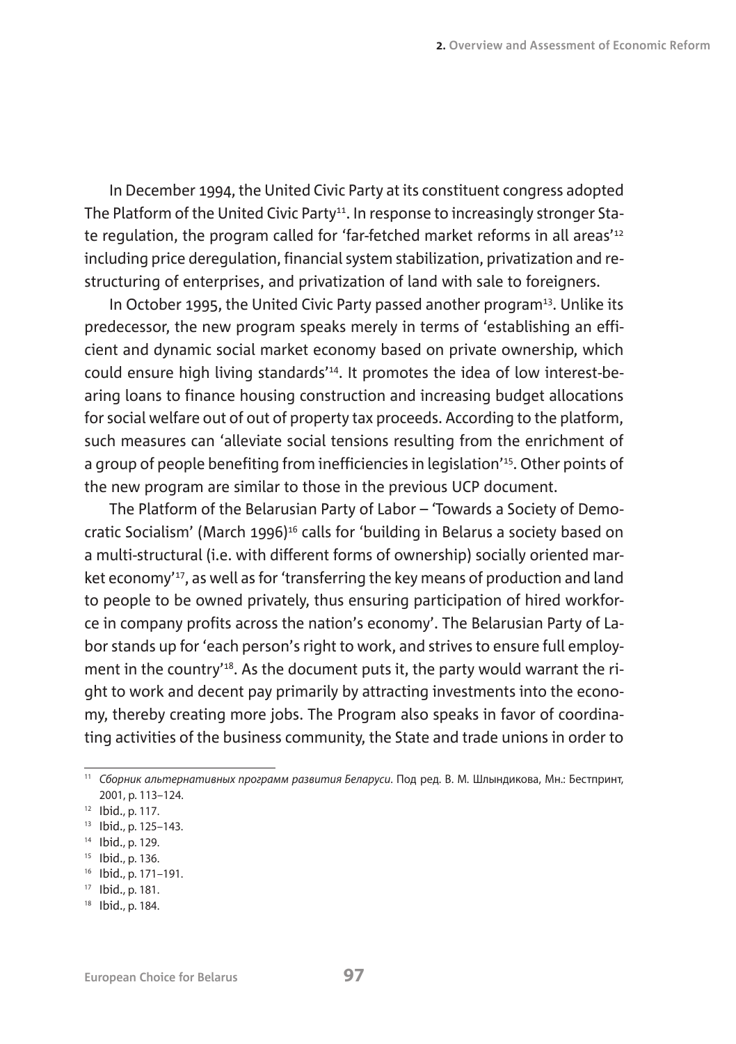In December 1994, the United Civic Party at its constituent congress adopted The Platform of the United Civic Party[11]. In response to increasingly stronger State regulation, the program called for 'far-fetched market reforms in all areas'[12] including price deregulation, financial system stabilization, privatization and restructuring of enterprises, and privatization of land with sale to foreigners.

In October 1995, the United Civic Party passed another program[13]. Unlike its predecessor, the new program speaks merely in terms of 'establishing an efficient and dynamic social market economy based on private ownership, which could ensure high living standards'[14]. It promotes the idea of low interest-bearing loans to finance housing construction and increasing budget allocations for social welfare out of out of property tax proceeds. According to the platform, such measures can 'alleviate social tensions resulting from the enrichment of a group of people benefiting from inefficiencies in legislation'[15]. Other points of the new program are similar to those in the previous UCP document.

The Platform of the Belarusian Party of Labor – 'Towards a Society of Democratic Socialism' (March 1996)[16] calls for 'building in Belarus a society based on a multi-structural (i.e. with different forms of ownership) socially oriented market economy'[17], as well as for 'transferring the key means of production and land to people to be owned privately, thus ensuring participation of hired workforce in company profits across the nation's economy'. The Belarusian Party of Labor stands up for 'each person's right to work, and strives to ensure full employment in the country'[18]. As the document puts it, the party would warrant the right to work and decent pay primarily by attracting investments into the economy, thereby creating more jobs. The Program also speaks in favor of coordinating activities of the business community, the State and trade unions in order to

---

[11] *Сборник альтернативных программ развития Беларуси*. Под ред. В. М. Шлындикова, Мн.: Бестпринт, 2001, p. 113–124.

[12] Ibid., p. 117.

[13] Ibid., p. 125–143.

[14] Ibid., p. 129.

[15] Ibid., p. 136.

[16] Ibid., p. 171–191.

[17] Ibid., p. 181.

[18] Ibid., p. 184.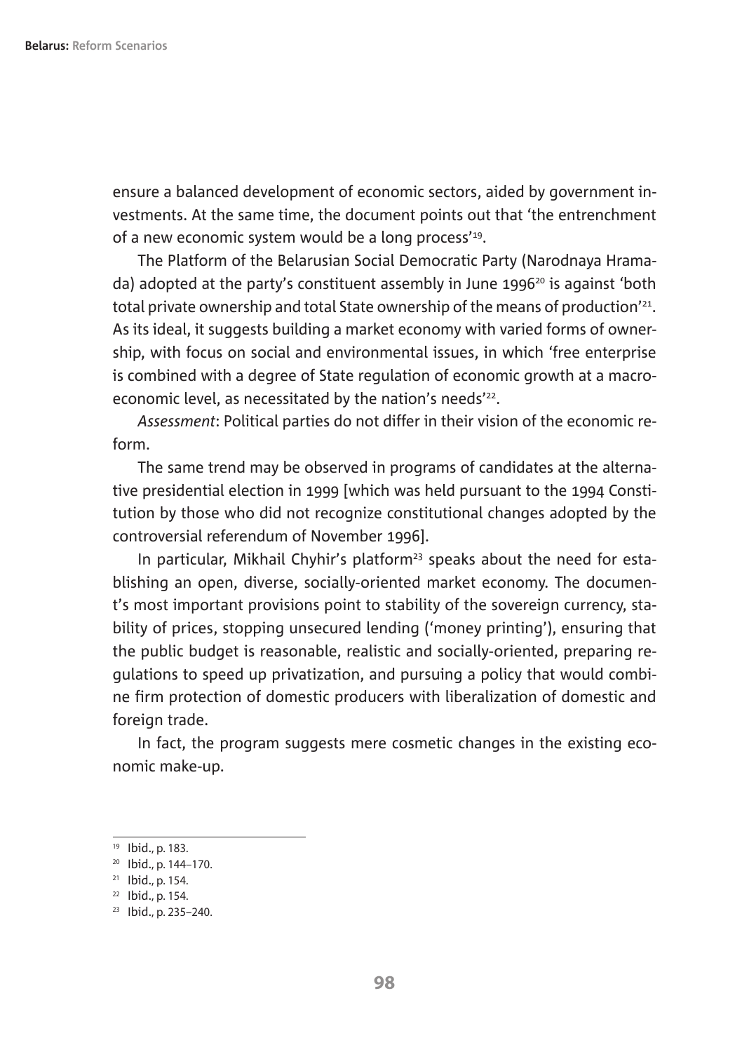ensure a balanced development of economic sectors, aided by government investments. At the same time, the document points out that 'the entrenchment of a new economic system would be a long process'[19].

The Platform of the Belarusian Social Democratic Party (Narodnaya Hramada) adopted at the party's constituent assembly in June 1996[20] is against 'both total private ownership and total State ownership of the means of production'[21]. As its ideal, it suggests building a market economy with varied forms of ownership, with focus on social and environmental issues, in which 'free enterprise is combined with a degree of State regulation of economic growth at a macroeconomic level, as necessitated by the nation's needs'[22].

*Assessment*: Political parties do not differ in their vision of the economic reform.

The same trend may be observed in programs of candidates at the alternative presidential election in 1999 [which was held pursuant to the 1994 Constitution by those who did not recognize constitutional changes adopted by the controversial referendum of November 1996].

In particular, Mikhail Chyhir's platform[23] speaks about the need for establishing an open, diverse, socially-oriented market economy. The document's most important provisions point to stability of the sovereign currency, stability of prices, stopping unsecured lending ('money printing'), ensuring that the public budget is reasonable, realistic and socially-oriented, preparing regulations to speed up privatization, and pursuing a policy that would combine firm protection of domestic producers with liberalization of domestic and foreign trade.

In fact, the program suggests mere cosmetic changes in the existing economic make-up.

---

[19] Ibid., p. 183.

[20] Ibid., p. 144–170.

[21] Ibid., p. 154.

[22] Ibid., p. 154.

[23] Ibid., p. 235–240.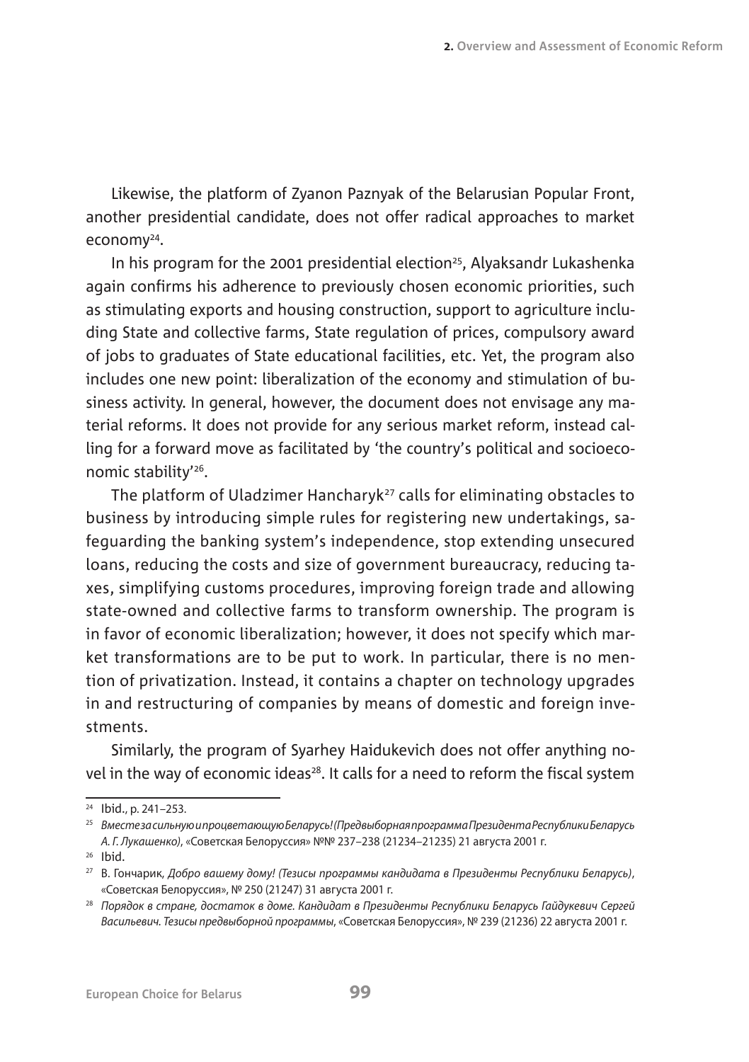Likewise, the platform of Zyanon Paznyak of the Belarusian Popular Front, another presidential candidate, does not offer radical approaches to market economy[24].

In his program for the 2001 presidential election[25], Alyaksandr Lukashenka again confirms his adherence to previously chosen economic priorities, such as stimulating exports and housing construction, support to agriculture including State and collective farms, State regulation of prices, compulsory award of jobs to graduates of State educational facilities, etc. Yet, the program also includes one new point: liberalization of the economy and stimulation of business activity. In general, however, the document does not envisage any material reforms. It does not provide for any serious market reform, instead calling for a forward move as facilitated by 'the country's political and socioeconomic stability'[26].

The platform of Uladzimer Hancharyk[27] calls for eliminating obstacles to business by introducing simple rules for registering new undertakings, safeguarding the banking system's independence, stop extending unsecured loans, reducing the costs and size of government bureaucracy, reducing taxes, simplifying customs procedures, improving foreign trade and allowing state-owned and collective farms to transform ownership. The program is in favor of economic liberalization; however, it does not specify which market transformations are to be put to work. In particular, there is no mention of privatization. Instead, it contains a chapter on technology upgrades in and restructuring of companies by means of domestic and foreign investments.

Similarly, the program of Syarhey Haidukevich does not offer anything novel in the way of economic ideas[28]. It calls for a need to reform the fiscal system

---

[24] Ibid., p. 241–253.

[25] *Вместе за сильную и процветающую Беларусь! (Предвыборная программа Президента Республики Беларусь А. Г. Лукашенко)*, «Советская Белоруссия» №№ 237–238 (21234–21235) 21 августа 2001 г.

[26] Ibid.

[27] В. Гончарик, *Добро вашему дому! (Тезисы программы кандидата в Президенты Республики Беларусь)*, «Советская Белоруссия», № 250 (21247) 31 августа 2001 г.

[28] *Порядок в стране, достаток в доме. Кандидат в Президенты Республики Беларусь Гайдукевич Сергей Васильевич. Тезисы предвыборной программы*, «Советская Белоруссия», № 239 (21236) 22 августа 2001 г.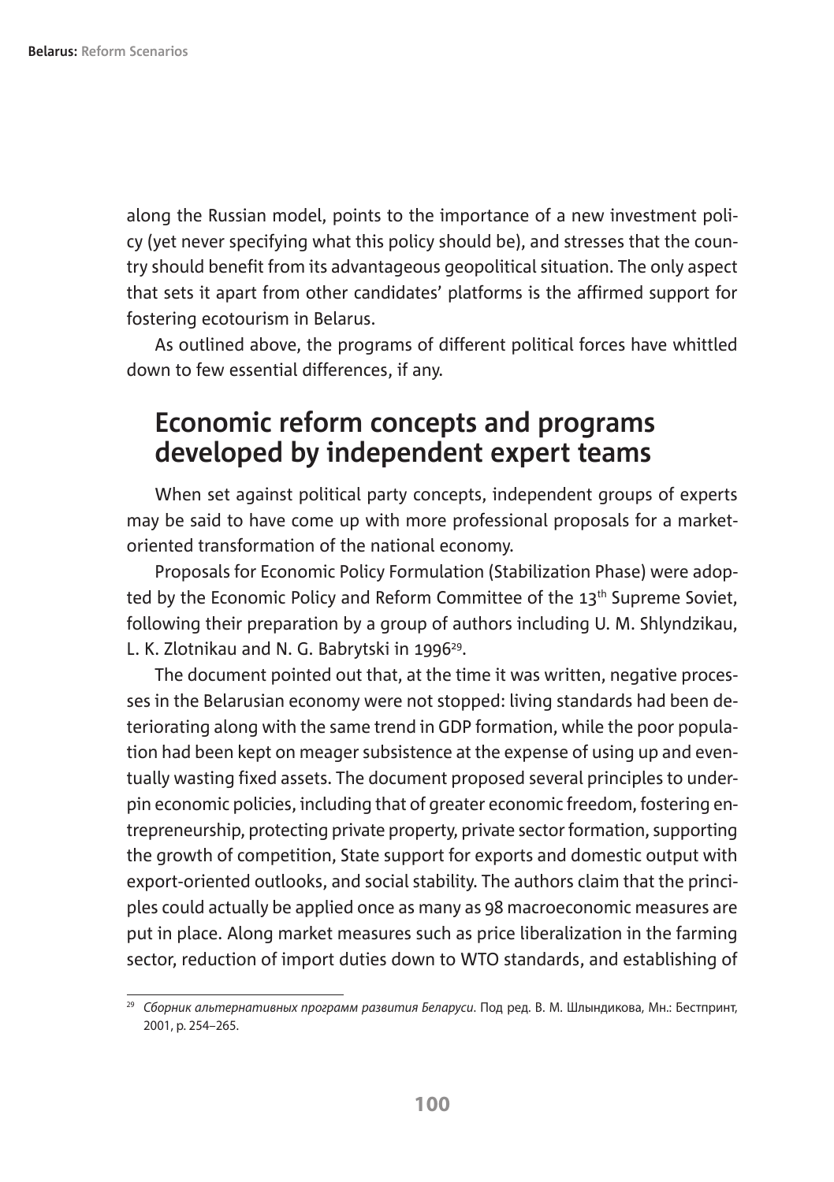along the Russian model, points to the importance of a new investment policy (yet never specifying what this policy should be), and stresses that the country should benefit from its advantageous geopolitical situation. The only aspect that sets it apart from other candidates' platforms is the affirmed support for fostering ecotourism in Belarus.

As outlined above, the programs of different political forces have whittled down to few essential differences, if any.

## Economic reform concepts and programs developed by independent expert teams

When set against political party concepts, independent groups of experts may be said to have come up with more professional proposals for a market-oriented transformation of the national economy.

Proposals for Economic Policy Formulation (Stabilization Phase) were adopted by the Economic Policy and Reform Committee of the 13th Supreme Soviet, following their preparation by a group of authors including U. M. Shlyndzikau, L. K. Zlotnikau and N. G. Babrytski in 1996[29].

The document pointed out that, at the time it was written, negative processes in the Belarusian economy were not stopped: living standards had been deteriorating along with the same trend in GDP formation, while the poor population had been kept on meager subsistence at the expense of using up and eventually wasting fixed assets. The document proposed several principles to underpin economic policies, including that of greater economic freedom, fostering entrepreneurship, protecting private property, private sector formation, supporting the growth of competition, State support for exports and domestic output with export-oriented outlooks, and social stability. The authors claim that the principles could actually be applied once as many as 98 macroeconomic measures are put in place. Along market measures such as price liberalization in the farming sector, reduction of import duties down to WTO standards, and establishing of

[29] *Сборник альтернативных программ развития Беларуси*. Под ред. В. М. Шлындикова, Мн.: Бестпринт, 2001, p. 254–265.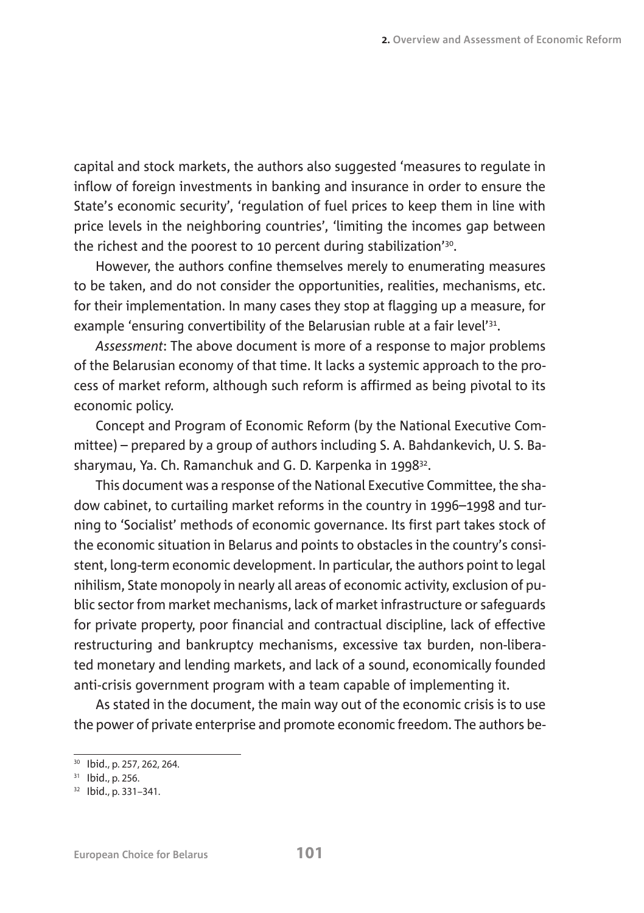capital and stock markets, the authors also suggested 'measures to regulate in inflow of foreign investments in banking and insurance in order to ensure the State's economic security', 'regulation of fuel prices to keep them in line with price levels in the neighboring countries', 'limiting the incomes gap between the richest and the poorest to 10 percent during stabilization'[30].

However, the authors confine themselves merely to enumerating measures to be taken, and do not consider the opportunities, realities, mechanisms, etc. for their implementation. In many cases they stop at flagging up a measure, for example 'ensuring convertibility of the Belarusian ruble at a fair level'[31].

*Assessment*: The above document is more of a response to major problems of the Belarusian economy of that time. It lacks a systemic approach to the process of market reform, although such reform is affirmed as being pivotal to its economic policy.

Concept and Program of Economic Reform (by the National Executive Committee) – prepared by a group of authors including S. A. Bahdankevich, U. S. Basharymau, Ya. Ch. Ramanchuk and G. D. Karpenka in 1998[32].

This document was a response of the National Executive Committee, the shadow cabinet, to curtailing market reforms in the country in 1996–1998 and turning to 'Socialist' methods of economic governance. Its first part takes stock of the economic situation in Belarus and points to obstacles in the country's consistent, long-term economic development. In particular, the authors point to legal nihilism, State monopoly in nearly all areas of economic activity, exclusion of public sector from market mechanisms, lack of market infrastructure or safeguards for private property, poor financial and contractual discipline, lack of effective restructuring and bankruptcy mechanisms, excessive tax burden, non-liberated monetary and lending markets, and lack of a sound, economically founded anti-crisis government program with a team capable of implementing it.

As stated in the document, the main way out of the economic crisis is to use the power of private enterprise and promote economic freedom. The authors be-

[30] Ibid., p. 257, 262, 264.

[31] Ibid., p. 256.

[32] Ibid., p. 331–341.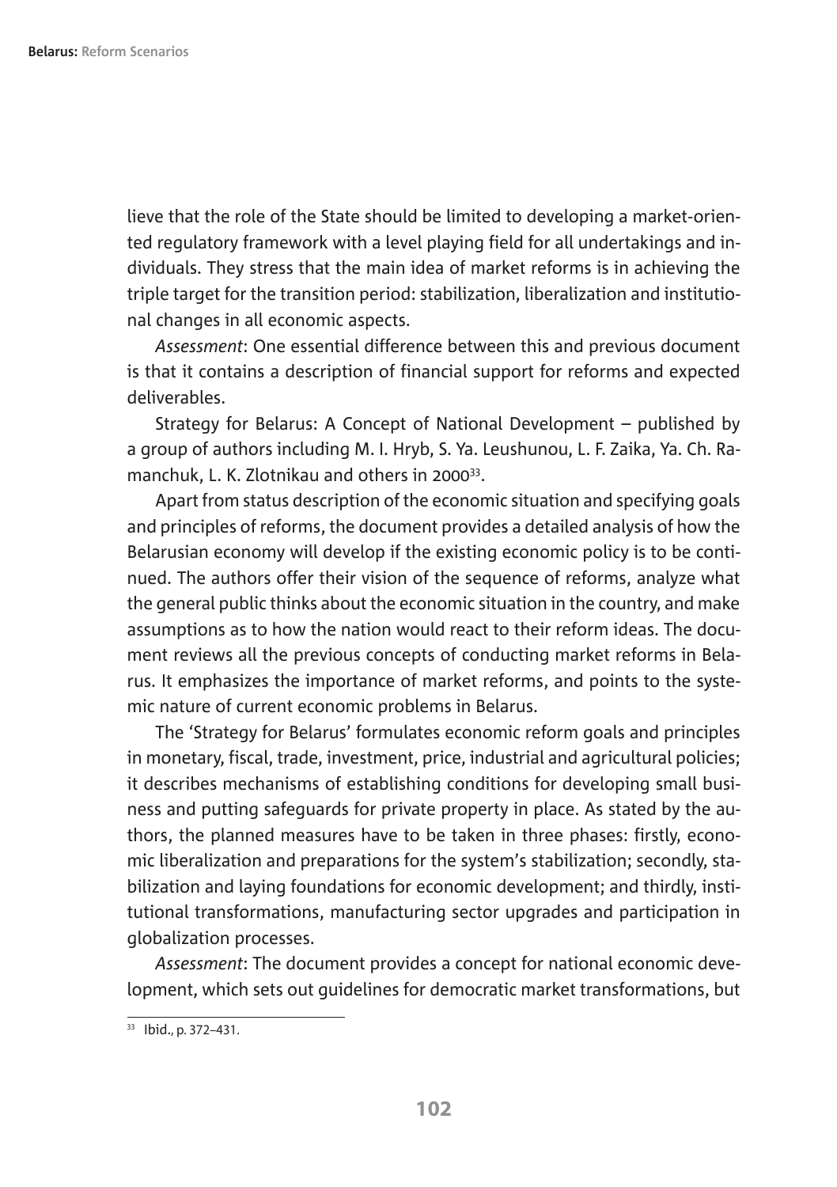lieve that the role of the State should be limited to developing a market-oriented regulatory framework with a level playing field for all undertakings and individuals. They stress that the main idea of market reforms is in achieving the triple target for the transition period: stabilization, liberalization and institutional changes in all economic aspects.

*Assessment*: One essential difference between this and previous document is that it contains a description of financial support for reforms and expected deliverables.

Strategy for Belarus: A Concept of National Development – published by a group of authors including M. I. Hryb, S. Ya. Leushunou, L. F. Zaika, Ya. Ch. Ramanchuk, L. K. Zlotnikau and others in 2000[33].

Apart from status description of the economic situation and specifying goals and principles of reforms, the document provides a detailed analysis of how the Belarusian economy will develop if the existing economic policy is to be continued. The authors offer their vision of the sequence of reforms, analyze what the general public thinks about the economic situation in the country, and make assumptions as to how the nation would react to their reform ideas. The document reviews all the previous concepts of conducting market reforms in Belarus. It emphasizes the importance of market reforms, and points to the systemic nature of current economic problems in Belarus.

The 'Strategy for Belarus' formulates economic reform goals and principles in monetary, fiscal, trade, investment, price, industrial and agricultural policies; it describes mechanisms of establishing conditions for developing small business and putting safeguards for private property in place. As stated by the authors, the planned measures have to be taken in three phases: firstly, economic liberalization and preparations for the system's stabilization; secondly, stabilization and laying foundations for economic development; and thirdly, institutional transformations, manufacturing sector upgrades and participation in globalization processes.

*Assessment*: The document provides a concept for national economic development, which sets out guidelines for democratic market transformations, but

[33] Ibid., p. 372–431.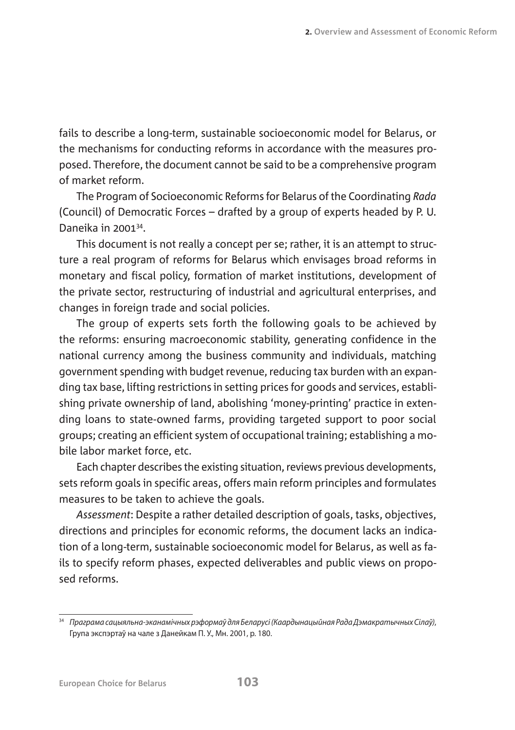fails to describe a long-term, sustainable socioeconomic model for Belarus, or the mechanisms for conducting reforms in accordance with the measures proposed. Therefore, the document cannot be said to be a comprehensive program of market reform.

The Program of Socioeconomic Reforms for Belarus of the Coordinating *Rada* (Council) of Democratic Forces – drafted by a group of experts headed by P. U. Daneika in 2001[34].

This document is not really a concept per se; rather, it is an attempt to structure a real program of reforms for Belarus which envisages broad reforms in monetary and fiscal policy, formation of market institutions, development of the private sector, restructuring of industrial and agricultural enterprises, and changes in foreign trade and social policies.

The group of experts sets forth the following goals to be achieved by the reforms: ensuring macroeconomic stability, generating confidence in the national currency among the business community and individuals, matching government spending with budget revenue, reducing tax burden with an expanding tax base, lifting restrictions in setting prices for goods and services, establishing private ownership of land, abolishing 'money-printing' practice in extending loans to state-owned farms, providing targeted support to poor social groups; creating an efficient system of occupational training; establishing a mobile labor market force, etc.

Each chapter describes the existing situation, reviews previous developments, sets reform goals in specific areas, offers main reform principles and formulates measures to be taken to achieve the goals.

*Assessment*: Despite a rather detailed description of goals, tasks, objectives, directions and principles for economic reforms, the document lacks an indication of a long-term, sustainable socioeconomic model for Belarus, as well as fails to specify reform phases, expected deliverables and public views on proposed reforms.

---

[34] *Праграма сацыяльна-эканамічных рэформаў для Беларусі (Каардынацыйная Рада Дэмакратычных Сілаў)*, Група экспэртаў на чале з Данейкам П. У., Мн. 2001, p. 180.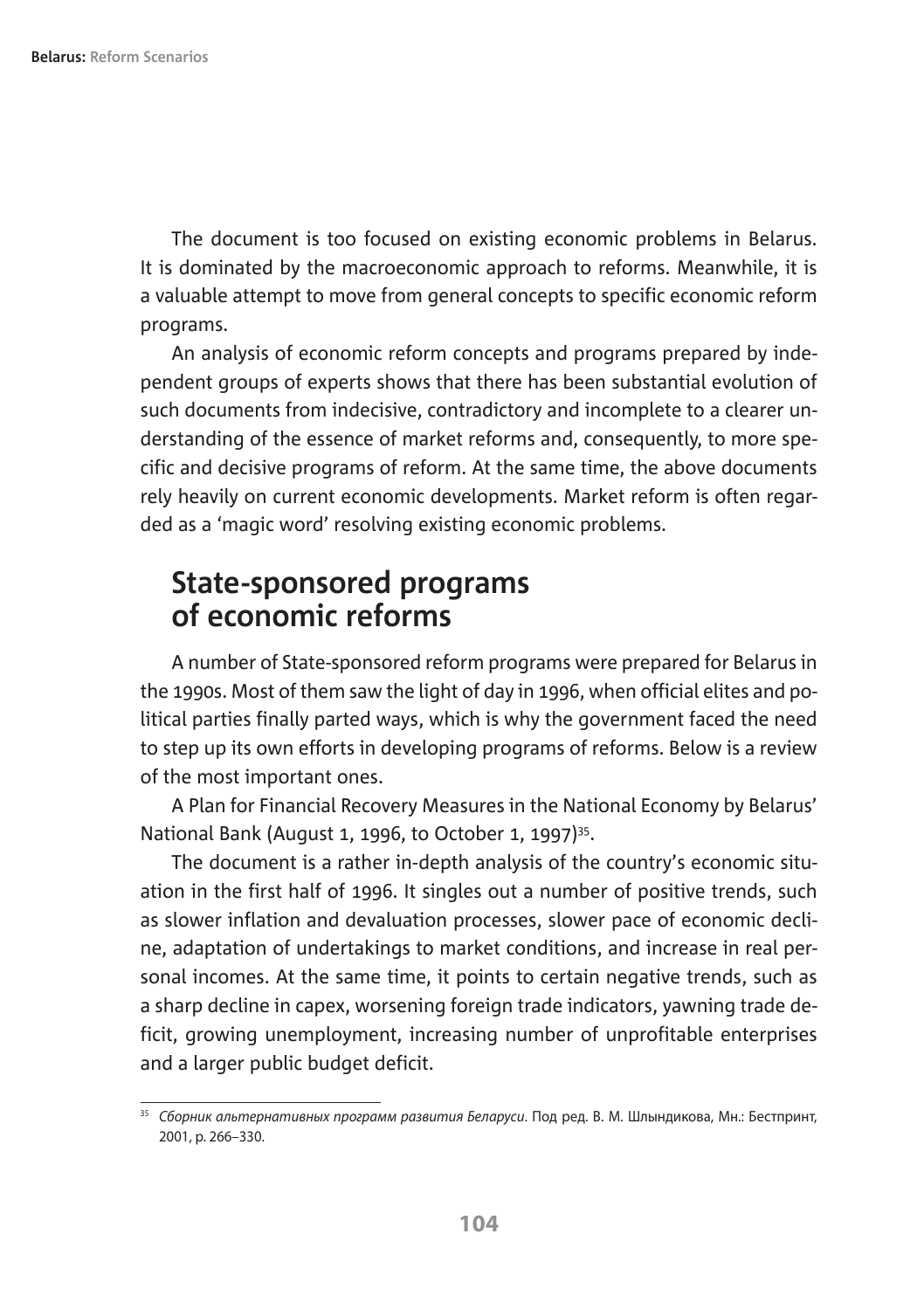The document is too focused on existing economic problems in Belarus. It is dominated by the macroeconomic approach to reforms. Meanwhile, it is a valuable attempt to move from general concepts to specific economic reform programs.

An analysis of economic reform concepts and programs prepared by independent groups of experts shows that there has been substantial evolution of such documents from indecisive, contradictory and incomplete to a clearer understanding of the essence of market reforms and, consequently, to more specific and decisive programs of reform. At the same time, the above documents rely heavily on current economic developments. Market reform is often regarded as a 'magic word' resolving existing economic problems.

## State-sponsored programs of economic reforms

A number of State-sponsored reform programs were prepared for Belarus in the 1990s. Most of them saw the light of day in 1996, when official elites and political parties finally parted ways, which is why the government faced the need to step up its own efforts in developing programs of reforms. Below is a review of the most important ones.

A Plan for Financial Recovery Measures in the National Economy by Belarus' National Bank (August 1, 1996, to October 1, 1997)[35].

The document is a rather in-depth analysis of the country's economic situation in the first half of 1996. It singles out a number of positive trends, such as slower inflation and devaluation processes, slower pace of economic decline, adaptation of undertakings to market conditions, and increase in real personal incomes. At the same time, it points to certain negative trends, such as a sharp decline in capex, worsening foreign trade indicators, yawning trade deficit, growing unemployment, increasing number of unprofitable enterprises and a larger public budget deficit.

---

[35] *Сборник альтернативных программ развития Беларуси*. Под ред. В. М. Шлындикова, Мн.: Бестпринт, 2001, p. 266–330.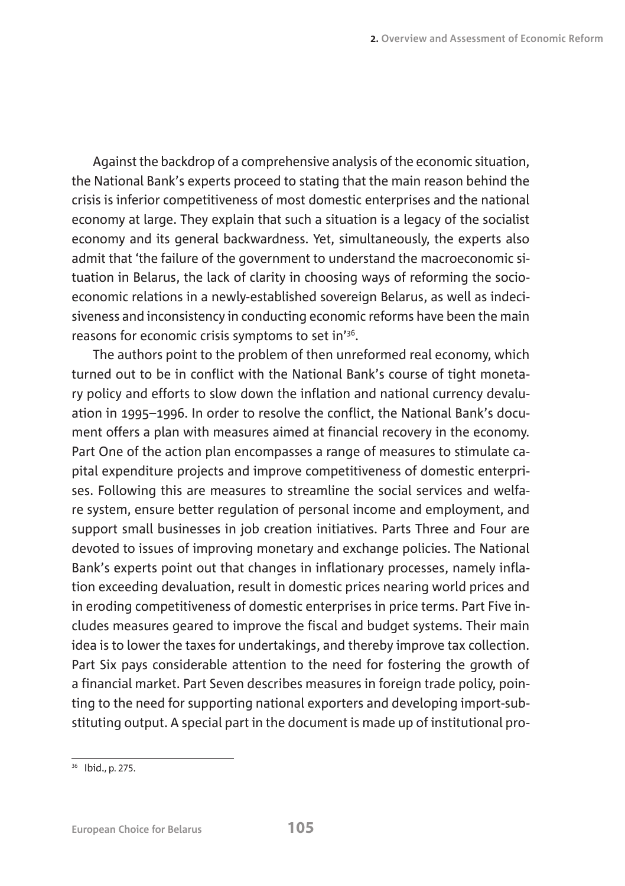Against the backdrop of a comprehensive analysis of the economic situation, the National Bank's experts proceed to stating that the main reason behind the crisis is inferior competitiveness of most domestic enterprises and the national economy at large. They explain that such a situation is a legacy of the socialist economy and its general backwardness. Yet, simultaneously, the experts also admit that 'the failure of the government to understand the macroeconomic situation in Belarus, the lack of clarity in choosing ways of reforming the socio-economic relations in a newly-established sovereign Belarus, as well as indecisiveness and inconsistency in conducting economic reforms have been the main reasons for economic crisis symptoms to set in'[36].

The authors point to the problem of then unreformed real economy, which turned out to be in conflict with the National Bank's course of tight monetary policy and efforts to slow down the inflation and national currency devaluation in 1995–1996. In order to resolve the conflict, the National Bank's document offers a plan with measures aimed at financial recovery in the economy. Part One of the action plan encompasses a range of measures to stimulate capital expenditure projects and improve competitiveness of domestic enterprises. Following this are measures to streamline the social services and welfare system, ensure better regulation of personal income and employment, and support small businesses in job creation initiatives. Parts Three and Four are devoted to issues of improving monetary and exchange policies. The National Bank's experts point out that changes in inflationary processes, namely inflation exceeding devaluation, result in domestic prices nearing world prices and in eroding competitiveness of domestic enterprises in price terms. Part Five includes measures geared to improve the fiscal and budget systems. Their main idea is to lower the taxes for undertakings, and thereby improve tax collection. Part Six pays considerable attention to the need for fostering the growth of a financial market. Part Seven describes measures in foreign trade policy, pointing to the need for supporting national exporters and developing import-substituting output. A special part in the document is made up of institutional pro-

[36] Ibid., p. 275.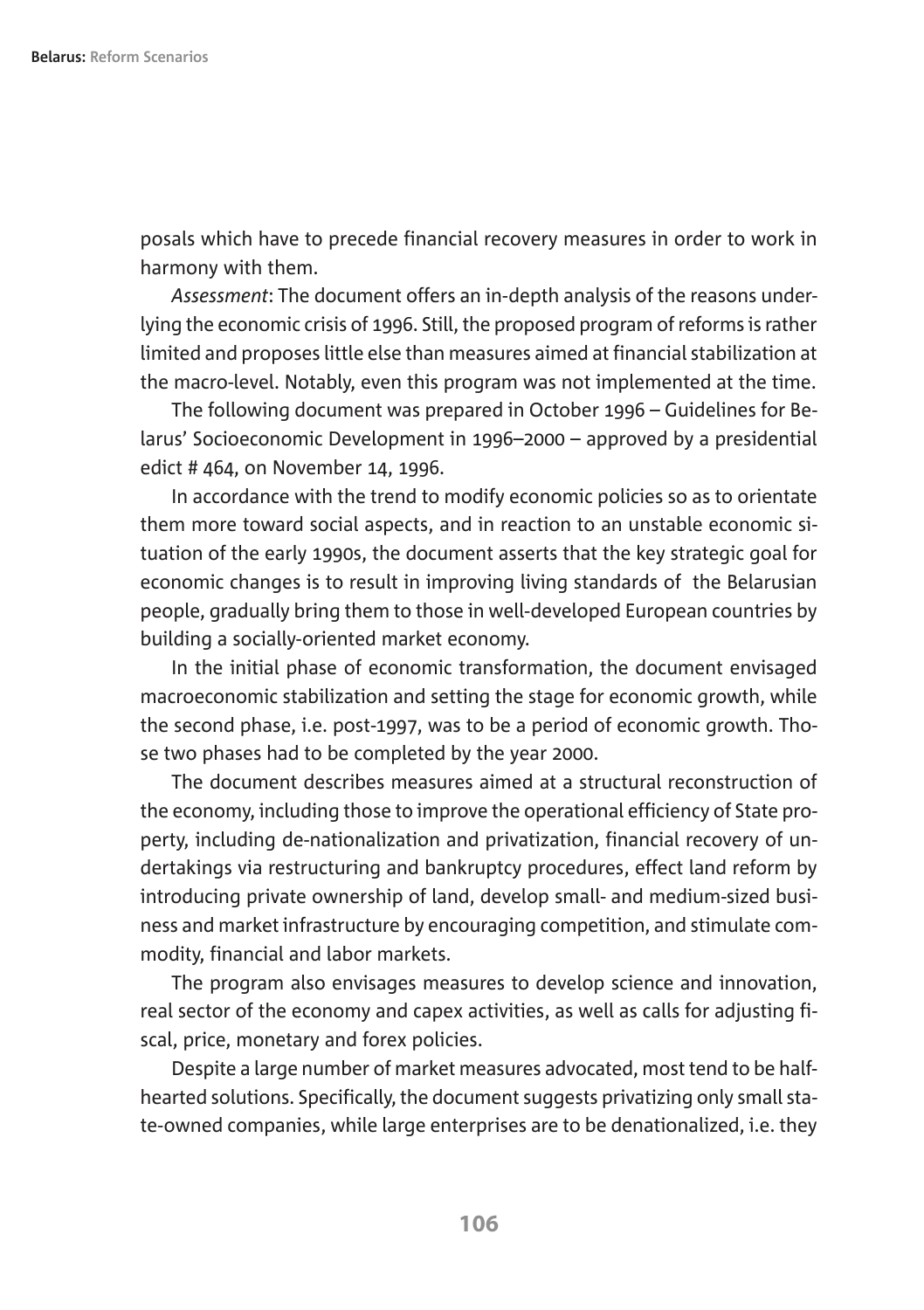posals which have to precede financial recovery measures in order to work in harmony with them.

*Assessment*: The document offers an in-depth analysis of the reasons underlying the economic crisis of 1996. Still, the proposed program of reforms is rather limited and proposes little else than measures aimed at financial stabilization at the macro-level. Notably, even this program was not implemented at the time.

The following document was prepared in October 1996 – Guidelines for Belarus' Socioeconomic Development in 1996–2000 – approved by a presidential edict # 464, on November 14, 1996.

In accordance with the trend to modify economic policies so as to orientate them more toward social aspects, and in reaction to an unstable economic situation of the early 1990s, the document asserts that the key strategic goal for economic changes is to result in improving living standards of the Belarusian people, gradually bring them to those in well-developed European countries by building a socially-oriented market economy.

In the initial phase of economic transformation, the document envisaged macroeconomic stabilization and setting the stage for economic growth, while the second phase, i.e. post-1997, was to be a period of economic growth. Those two phases had to be completed by the year 2000.

The document describes measures aimed at a structural reconstruction of the economy, including those to improve the operational efficiency of State property, including de-nationalization and privatization, financial recovery of undertakings via restructuring and bankruptcy procedures, effect land reform by introducing private ownership of land, develop small- and medium-sized business and market infrastructure by encouraging competition, and stimulate commodity, financial and labor markets.

The program also envisages measures to develop science and innovation, real sector of the economy and capex activities, as well as calls for adjusting fiscal, price, monetary and forex policies.

Despite a large number of market measures advocated, most tend to be halfhearted solutions. Specifically, the document suggests privatizing only small state-owned companies, while large enterprises are to be denationalized, i.e. they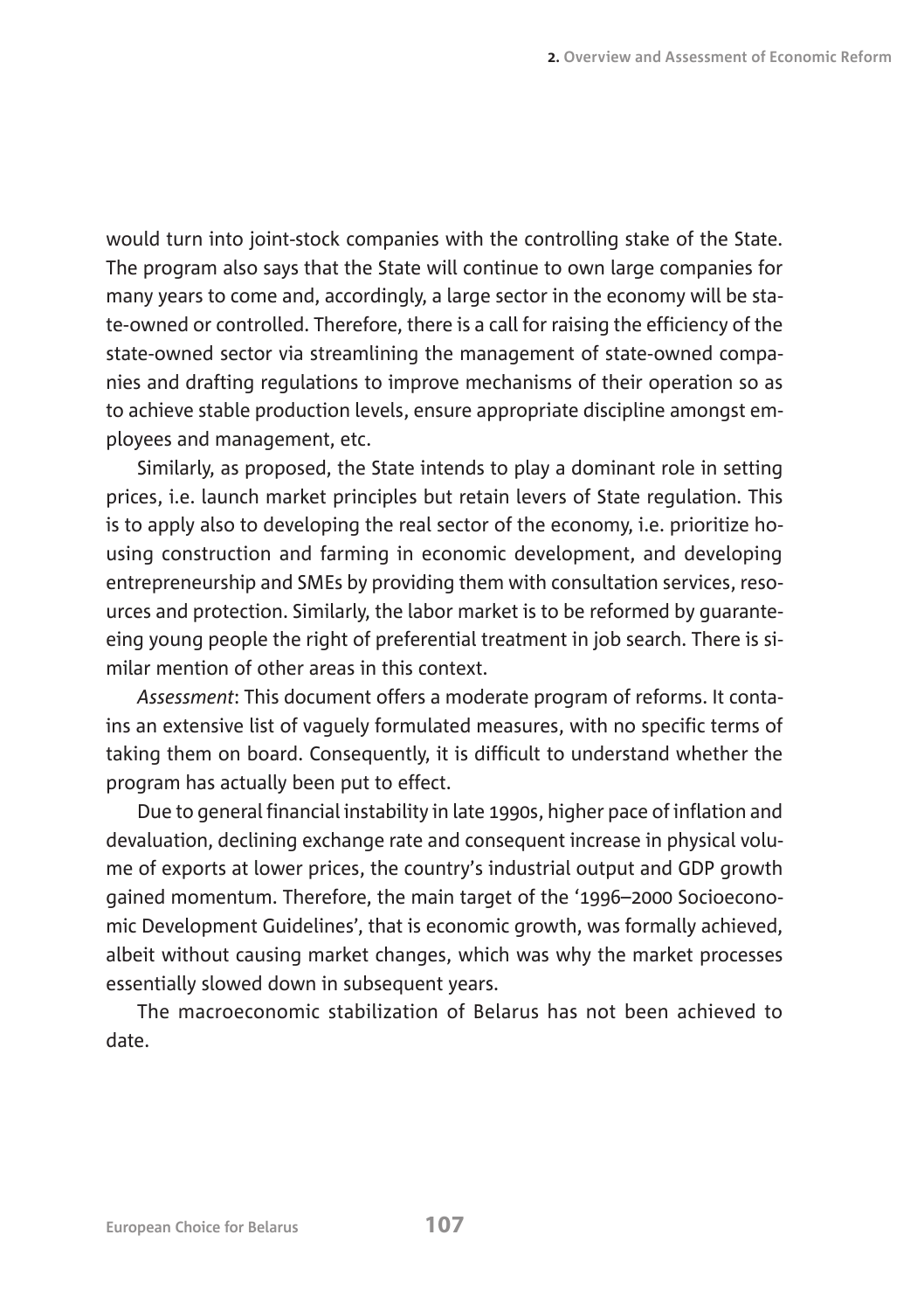would turn into joint-stock companies with the controlling stake of the State. The program also says that the State will continue to own large companies for many years to come and, accordingly, a large sector in the economy will be state-owned or controlled. Therefore, there is a call for raising the efficiency of the state-owned sector via streamlining the management of state-owned companies and drafting regulations to improve mechanisms of their operation so as to achieve stable production levels, ensure appropriate discipline amongst employees and management, etc.

Similarly, as proposed, the State intends to play a dominant role in setting prices, i.e. launch market principles but retain levers of State regulation. This is to apply also to developing the real sector of the economy, i.e. prioritize housing construction and farming in economic development, and developing entrepreneurship and SMEs by providing them with consultation services, resources and protection. Similarly, the labor market is to be reformed by guaranteeing young people the right of preferential treatment in job search. There is similar mention of other areas in this context.

*Assessment*: This document offers a moderate program of reforms. It contains an extensive list of vaguely formulated measures, with no specific terms of taking them on board. Consequently, it is difficult to understand whether the program has actually been put to effect.

Due to general financial instability in late 1990s, higher pace of inflation and devaluation, declining exchange rate and consequent increase in physical volume of exports at lower prices, the country's industrial output and GDP growth gained momentum. Therefore, the main target of the '1996–2000 Socioeconomic Development Guidelines', that is economic growth, was formally achieved, albeit without causing market changes, which was why the market processes essentially slowed down in subsequent years.

The macroeconomic stabilization of Belarus has not been achieved to date.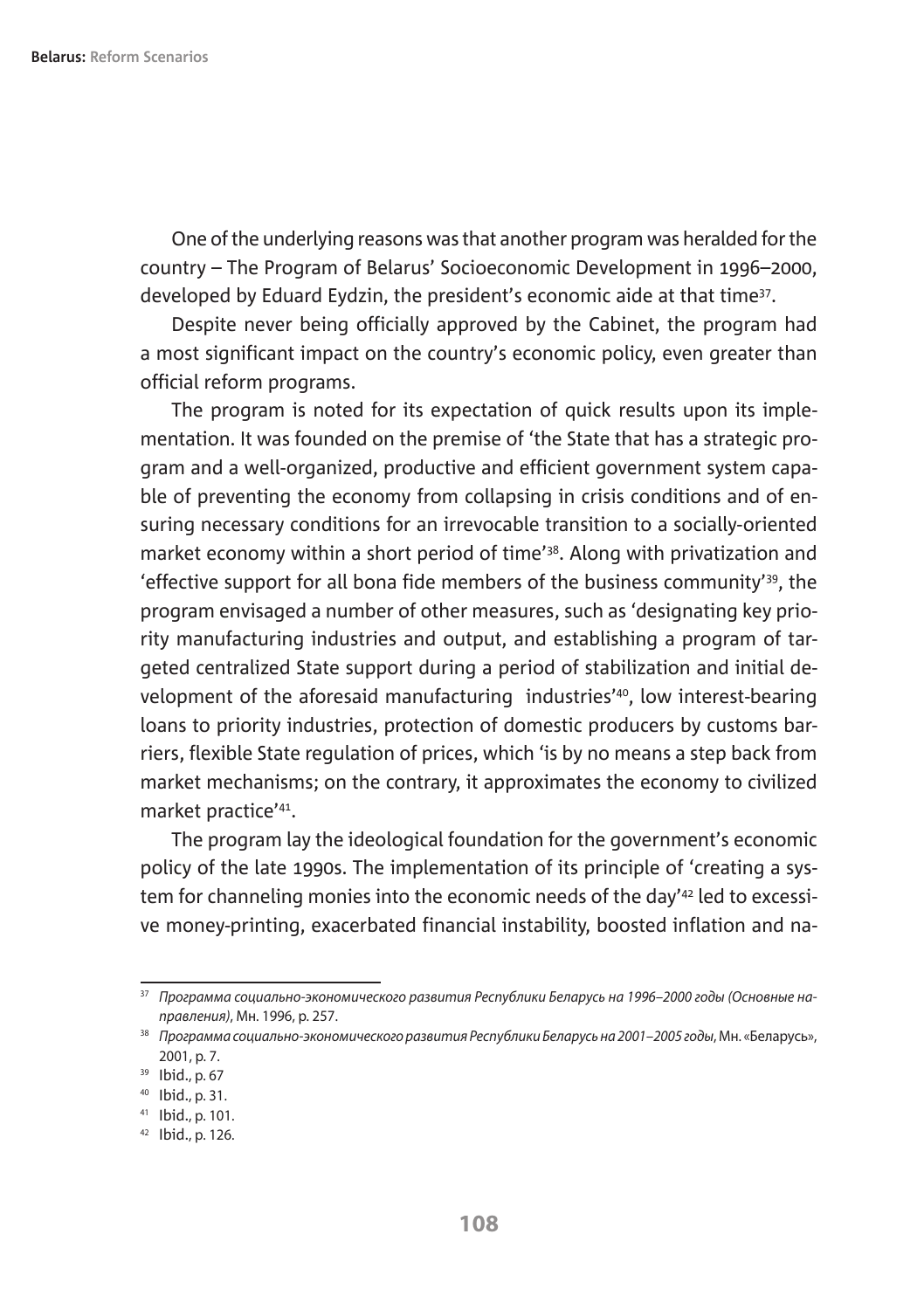One of the underlying reasons was that another program was heralded for the country – The Program of Belarus' Socioeconomic Development in 1996–2000, developed by Eduard Eydzin, the president's economic aide at that time[37].

Despite never being officially approved by the Cabinet, the program had a most significant impact on the country's economic policy, even greater than official reform programs.

The program is noted for its expectation of quick results upon its implementation. It was founded on the premise of 'the State that has a strategic program and a well-organized, productive and efficient government system capable of preventing the economy from collapsing in crisis conditions and of ensuring necessary conditions for an irrevocable transition to a socially-oriented market economy within a short period of time'[38]. Along with privatization and 'effective support for all bona fide members of the business community'[39], the program envisaged a number of other measures, such as 'designating key priority manufacturing industries and output, and establishing a program of targeted centralized State support during a period of stabilization and initial development of the aforesaid manufacturing industries'[40], low interest-bearing loans to priority industries, protection of domestic producers by customs barriers, flexible State regulation of prices, which 'is by no means a step back from market mechanisms; on the contrary, it approximates the economy to civilized market practice'[41].

The program lay the ideological foundation for the government's economic policy of the late 1990s. The implementation of its principle of 'creating a system for channeling monies into the economic needs of the day'[42] led to excessive money-printing, exacerbated financial instability, boosted inflation and na-

---

[37] *Программа социально-экономического развития Республики Беларусь на 1996–2000 годы (Основные направления)*, Мн. 1996, p. 257.

[38] *Программа социально-экономического развития Республики Беларусь на 2001–2005 годы*, Мн. «Беларусь», 2001, p. 7.

[39] Ibid., p. 67

[40] Ibid., p. 31.

[41] Ibid., p. 101.

[42] Ibid., p. 126.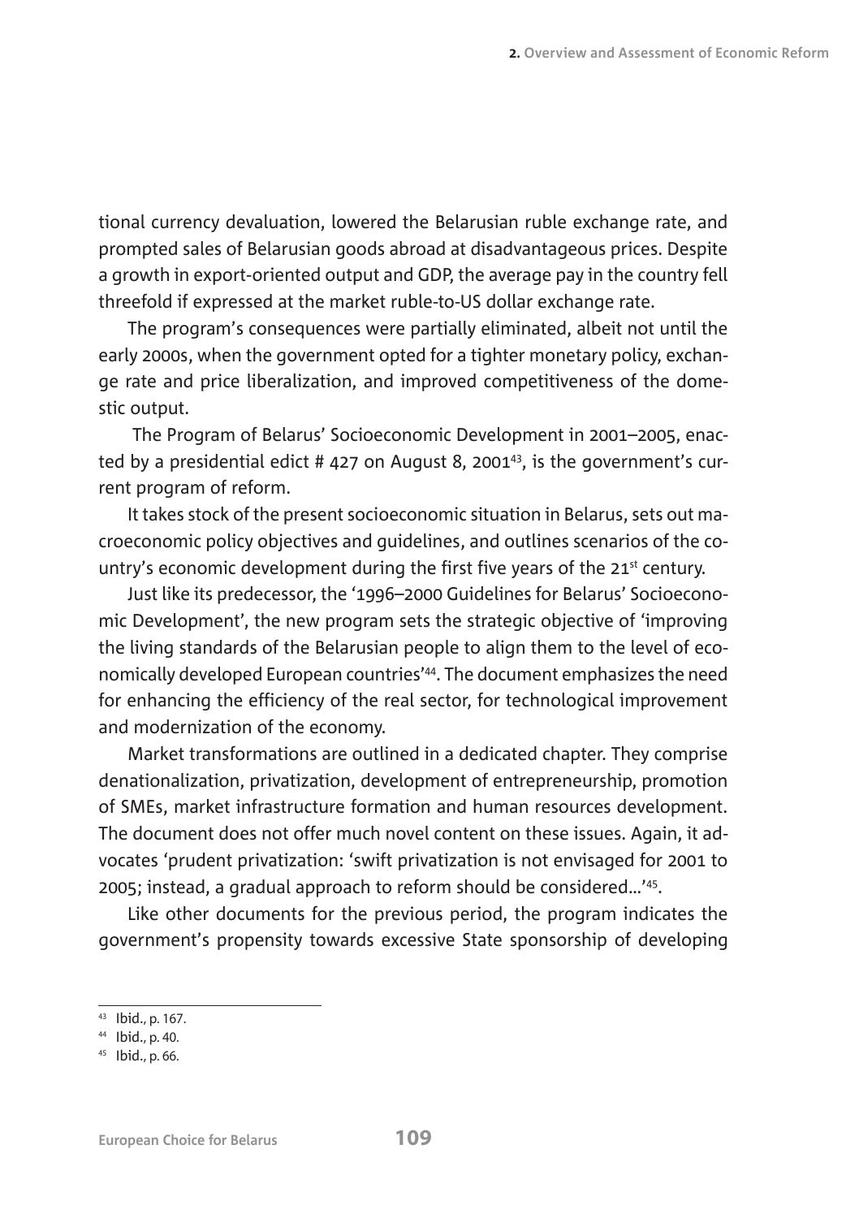tional currency devaluation, lowered the Belarusian ruble exchange rate, and prompted sales of Belarusian goods abroad at disadvantageous prices. Despite a growth in export-oriented output and GDP, the average pay in the country fell threefold if expressed at the market ruble-to-US dollar exchange rate.

The program's consequences were partially eliminated, albeit not until the early 2000s, when the government opted for a tighter monetary policy, exchange rate and price liberalization, and improved competitiveness of the domestic output.

The Program of Belarus' Socioeconomic Development in 2001–2005, enacted by a presidential edict # 427 on August 8, 2001[43], is the government's current program of reform.

It takes stock of the present socioeconomic situation in Belarus, sets out macroeconomic policy objectives and guidelines, and outlines scenarios of the country's economic development during the first five years of the 21st century.

Just like its predecessor, the '1996–2000 Guidelines for Belarus' Socioeconomic Development', the new program sets the strategic objective of 'improving the living standards of the Belarusian people to align them to the level of economically developed European countries'[44]. The document emphasizes the need for enhancing the efficiency of the real sector, for technological improvement and modernization of the economy.

Market transformations are outlined in a dedicated chapter. They comprise denationalization, privatization, development of entrepreneurship, promotion of SMEs, market infrastructure formation and human resources development. The document does not offer much novel content on these issues. Again, it advocates 'prudent privatization: 'swift privatization is not envisaged for 2001 to 2005; instead, a gradual approach to reform should be considered...'[45].

Like other documents for the previous period, the program indicates the government's propensity towards excessive State sponsorship of developing

---

[43] Ibid., p. 167.

[44] Ibid., p. 40.

[45] Ibid., p. 66.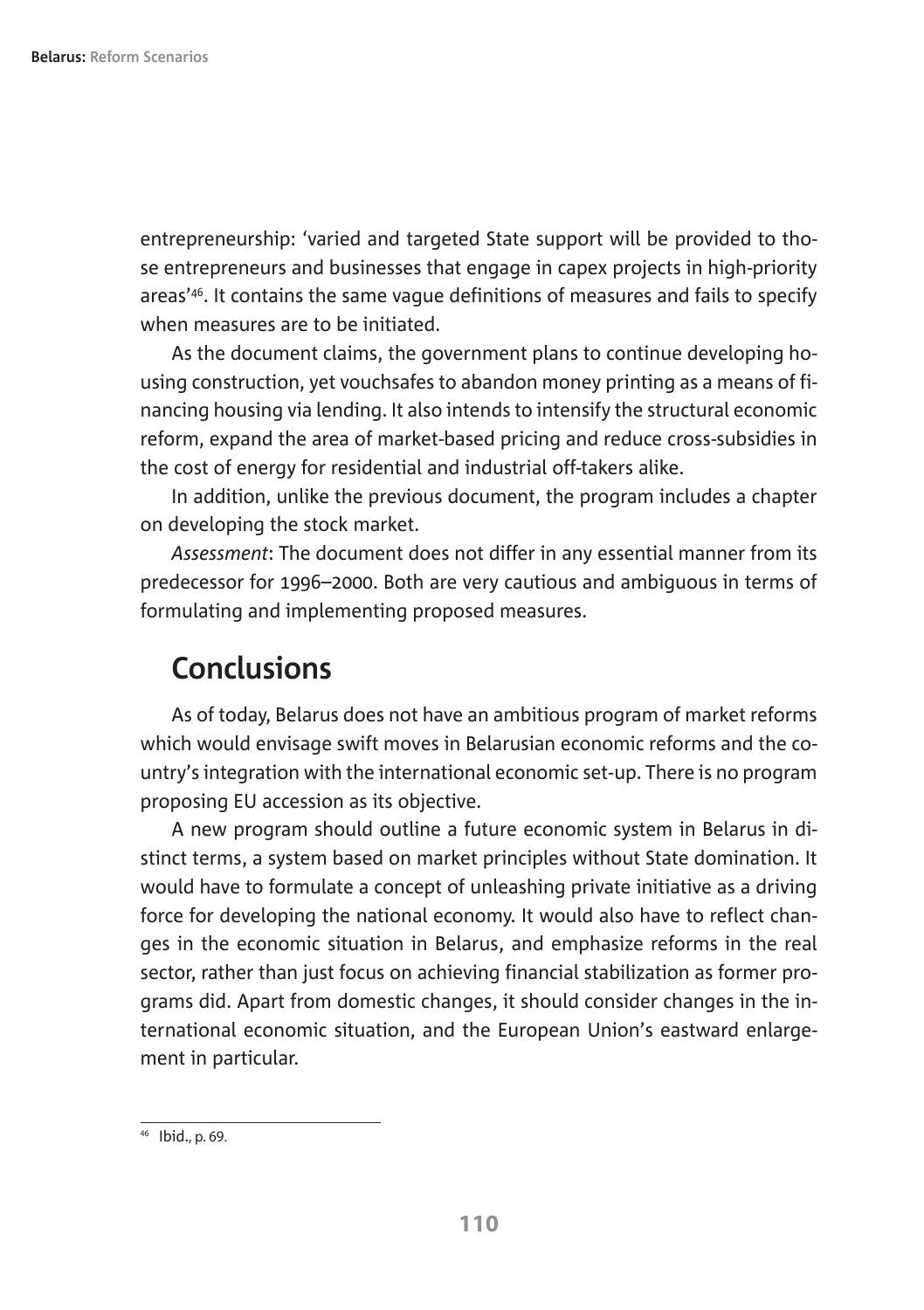entrepreneurship: 'varied and targeted State support will be provided to those entrepreneurs and businesses that engage in capex projects in high-priority areas'[46]. It contains the same vague definitions of measures and fails to specify when measures are to be initiated.

As the document claims, the government plans to continue developing housing construction, yet vouchsafes to abandon money printing as a means of financing housing via lending. It also intends to intensify the structural economic reform, expand the area of market-based pricing and reduce cross-subsidies in the cost of energy for residential and industrial off-takers alike.

In addition, unlike the previous document, the program includes a chapter on developing the stock market.

*Assessment*: The document does not differ in any essential manner from its predecessor for 1996–2000. Both are very cautious and ambiguous in terms of formulating and implementing proposed measures.

## Conclusions

As of today, Belarus does not have an ambitious program of market reforms which would envisage swift moves in Belarusian economic reforms and the country's integration with the international economic set-up. There is no program proposing EU accession as its objective.

A new program should outline a future economic system in Belarus in distinct terms, a system based on market principles without State domination. It would have to formulate a concept of unleashing private initiative as a driving force for developing the national economy. It would also have to reflect changes in the economic situation in Belarus, and emphasize reforms in the real sector, rather than just focus on achieving financial stabilization as former programs did. Apart from domestic changes, it should consider changes in the international economic situation, and the European Union's eastward enlargement in particular.

---

[46] Ibid., p. 69.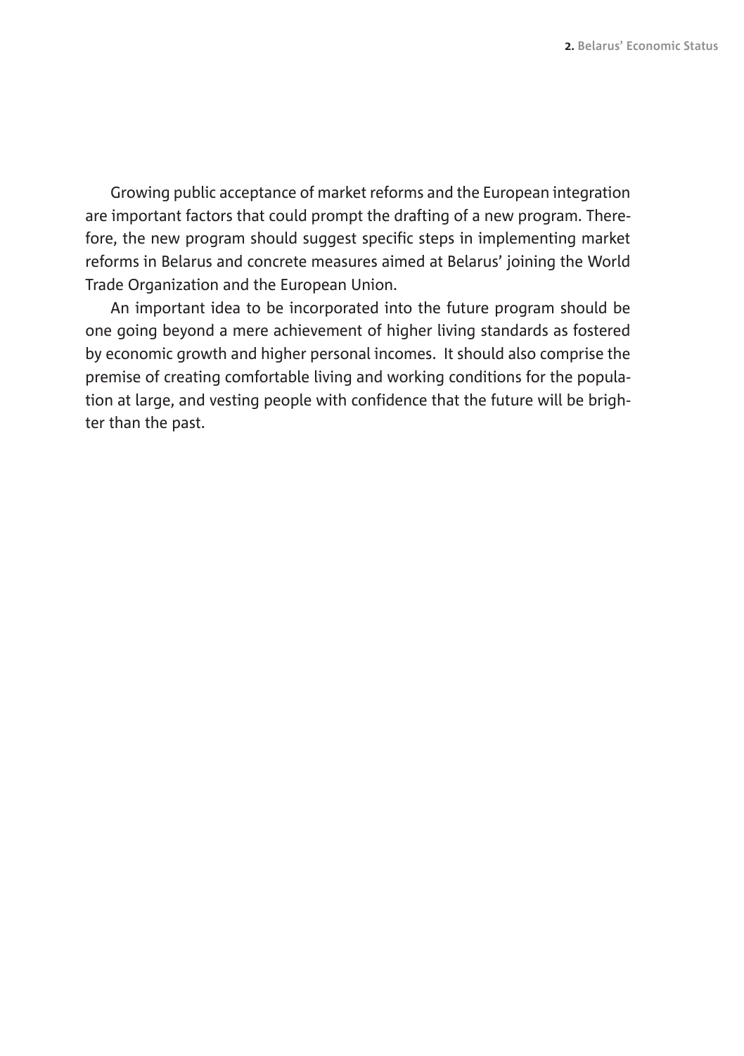Growing public acceptance of market reforms and the European integration are important factors that could prompt the drafting of a new program. Therefore, the new program should suggest specific steps in implementing market reforms in Belarus and concrete measures aimed at Belarus' joining the World Trade Organization and the European Union.

An important idea to be incorporated into the future program should be one going beyond a mere achievement of higher living standards as fostered by economic growth and higher personal incomes. It should also comprise the premise of creating comfortable living and working conditions for the population at large, and vesting people with confidence that the future will be brighter than the past.